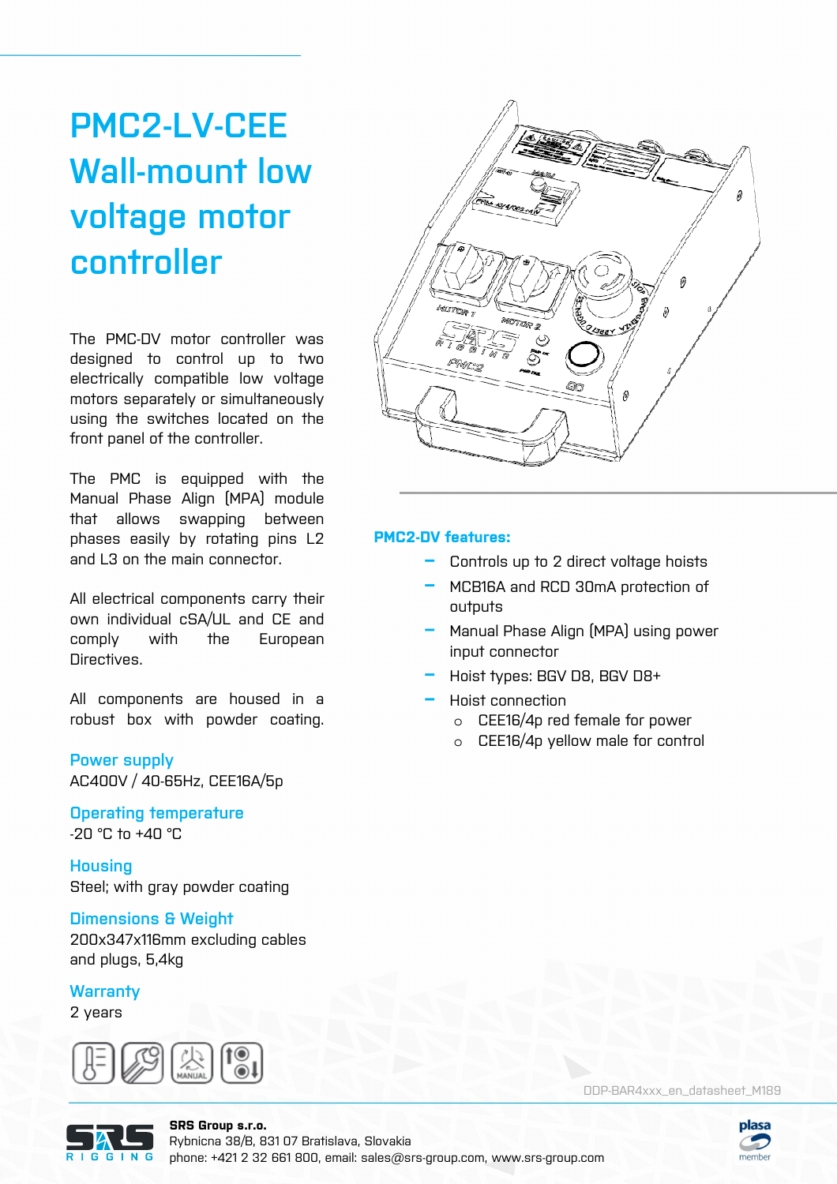# PMC2-LV-CEE Wall-mount low voltage motor controller

The PMC-DV motor controller was designed to control up to two electrically compatible low voltage motors separately or simultaneously using the switches located on the front panel of the controller.

The PMC is equipped with the Manual Phase Align (MPA) module that allows swapping between phases easily by rotating pins L2 and L3 on the main connector.

All electrical components carry their own individual cSA/UL and CE and comply with the European Directives.

All components are housed in a robust box with powder coating.

## Power supply

AC400V / 40-65Hz, CEE16A/5p

## Operating temperature

-20 °C to +40 °C

## Housing

Steel; with gray powder coating

## Dimensions & Weight

200x347x116mm excluding cables and plugs, 5,4kg

## Warranty

2 years

## PMC2-DV features:

- Controls up to 2 direct voltage hoists
- MCB16A and RCD 30mA protection of outputs
- Manual Phase Align (MPA) using power input connector
- Hoist types: BGV D8, BGV D8+
- Hoist connection
  - CEE16/4p red female for power
  - CEE16/4p yellow male for control

DDP-BAR4xxx_en_datasheet_M189

**SRS Group s.r.o.**
Rybnicna 38/B, 831 07 Bratislava, Slovakia
phone: +421 2 32 661 800, email: sales@srs-group.com, www.srs-group.com